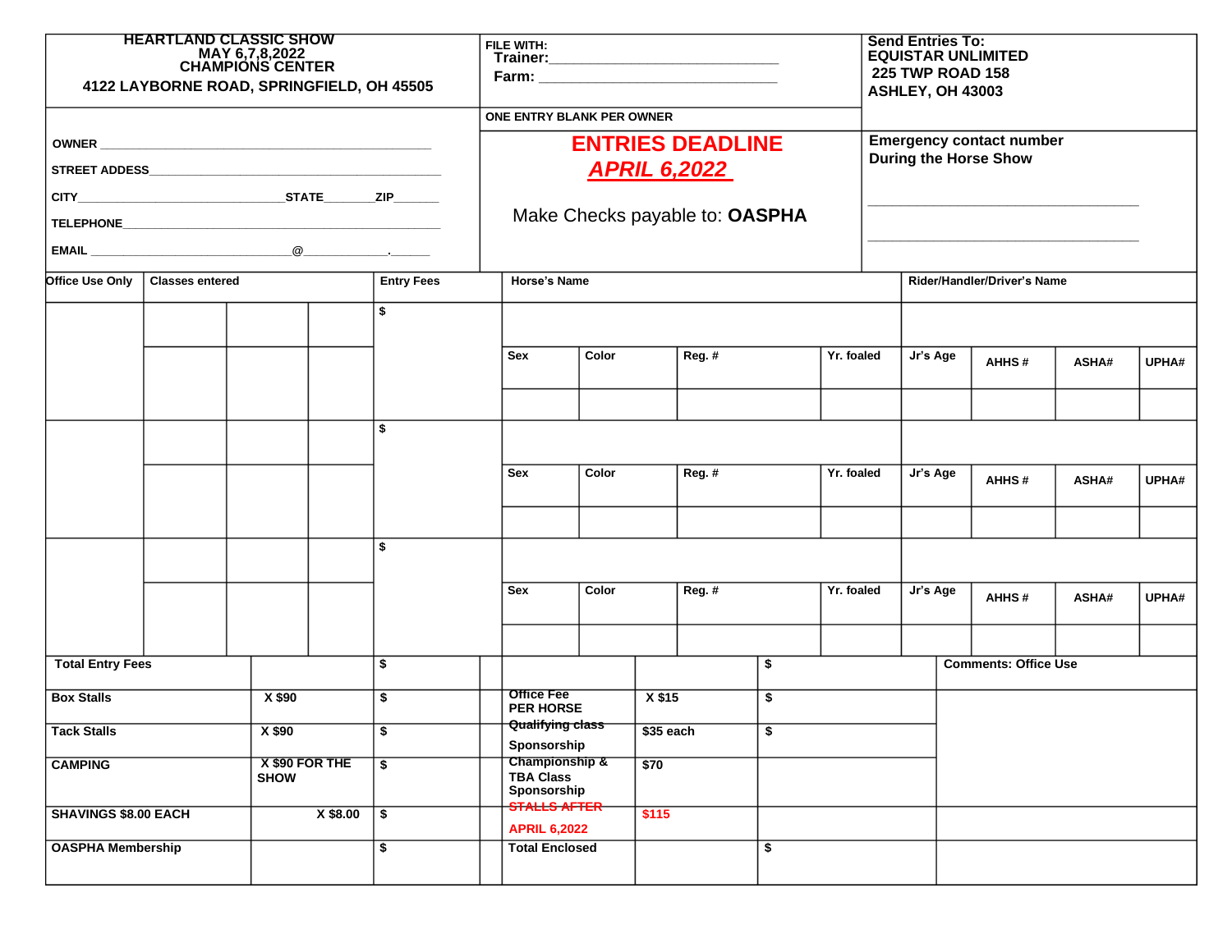**HEARTLAND CLASSIC SHOW**
**MAY 6,7,8,2022**
**CHAMPIONS CENTER**
**4122 LAYBORNE ROAD, SPRINGFIELD, OH 45505**

FILE WITH:
**Trainer:**______________________________
**Farm:** ______________________________

**Send Entries To:**
**EQUISTAR UNLIMITED**
**225 TWP ROAD 158**
**ASHLEY, OH 43003**

ONE ENTRY BLANK PER OWNER

OWNER ______________________________________________

STREET ADDESS______________________________________________

CITY______________________________STATE________ZIP_______

TELEPHONE______________________________________________

EMAIL ______________________________@_____________.______

**ENTRIES DEADLINE**
***APRIL 6,2022***

Make Checks payable to: **OASPHA**

**Emergency contact number During the Horse Show**

______________________________________

______________________________________

| Office Use Only | Classes entered | | | Entry Fees | Horse's Name | | | | Rider/Handler/Driver's Name | | | |
|---|---|---|---|---|---|---|---|---|---|---|---|---|
| | | | | $ | | | | | | | | |
| | | | | | Sex | Color | Reg. # | Yr. foaled | Jr's Age | AHHS # | ASHA# | UPHA# |
| | | | | | | | | | | | | |
| | | | | $ | | | | | | | | |
| | | | | | Sex | Color | Reg. # | Yr. foaled | Jr's Age | AHHS # | ASHA# | UPHA# |
| | | | | | | | | | | | | |
| | | | | $ | | | | | | | | |
| | | | | | Sex | Color | Reg. # | Yr. foaled | Jr's Age | AHHS # | ASHA# | UPHA# |
| | | | | | | | | | | | | |

| | | | | | |
|---|---|---|---|---|---|
| **Total Entry Fees** | | $ | | $ | **Comments: Office Use** |
| **Box Stalls** | **X $90** | $ | **Office Fee PER HORSE** | **X $15** | $ |
| **Tack Stalls** | **X $90** | $ | ~~**Qualifying class**~~ **Sponsorship** | **$35 each** | $ |
| **CAMPING** | **X $90 FOR THE SHOW** | $ | **Championship & TBA Class Sponsorship** | **$70** | |
| **SHAVINGS $8.00 EACH** | **X $8.00** | $ | ~~**STALLS AFTER**~~ **APRIL 6,2022** | **$115** | |
| **OASPHA Membership** | | $ | **Total Enclosed** | | $ |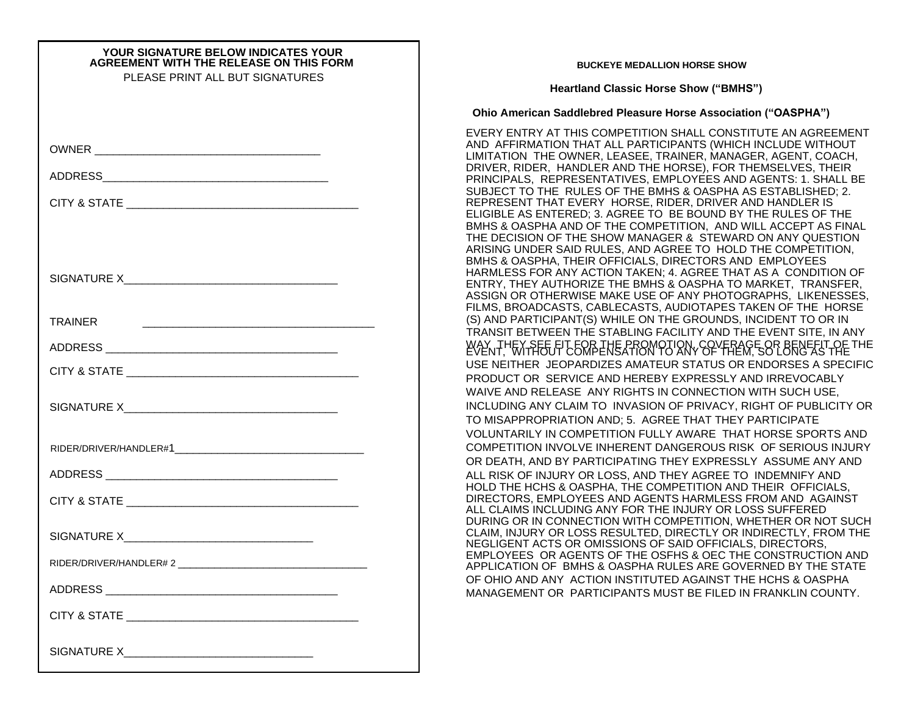**YOUR SIGNATURE BELOW INDICATES YOUR AGREEMENT WITH THE RELEASE ON THIS FORM**

PLEASE PRINT ALL BUT SIGNATURES

OWNER ____________________________________

ADDRESS____________________________________

CITY & STATE ______________________________________

SIGNATURE X__________________________________

TRAINER ______________________________________

ADDRESS ______________________________________

CITY & STATE ______________________________________

SIGNATURE X__________________________________

RIDER/DRIVER/HANDLER#1_______________________________

ADDRESS ______________________________________

CITY & STATE ______________________________________

SIGNATURE X_______________________________

RIDER/DRIVER/HANDLER# 2 _________________________________

ADDRESS ______________________________________

CITY & STATE ______________________________________

SIGNATURE X_______________________________

**BUCKEYE MEDALLION HORSE SHOW**

**Heartland Classic Horse Show ("BMHS")**

**Ohio American Saddlebred Pleasure Horse Association ("OASPHA")**

EVERY ENTRY AT THIS COMPETITION SHALL CONSTITUTE AN AGREEMENT AND AFFIRMATION THAT ALL PARTICIPANTS (WHICH INCLUDE WITHOUT LIMITATION THE OWNER, LEASEE, TRAINER, MANAGER, AGENT, COACH, DRIVER, RIDER, HANDLER AND THE HORSE), FOR THEMSELVES, THEIR PRINCIPALS, REPRESENTATIVES, EMPLOYEES AND AGENTS: 1. SHALL BE SUBJECT TO THE RULES OF THE BMHS & OASPHA AS ESTABLISHED; 2. REPRESENT THAT EVERY HORSE, RIDER, DRIVER AND HANDLER IS ELIGIBLE AS ENTERED; 3. AGREE TO BE BOUND BY THE RULES OF THE BMHS & OASPHA AND OF THE COMPETITION, AND WILL ACCEPT AS FINAL THE DECISION OF THE SHOW MANAGER & STEWARD ON ANY QUESTION ARISING UNDER SAID RULES, AND AGREE TO HOLD THE COMPETITION, BMHS & OASPHA, THEIR OFFICIALS, DIRECTORS AND EMPLOYEES HARMLESS FOR ANY ACTION TAKEN; 4. AGREE THAT AS A CONDITION OF ENTRY, THEY AUTHORIZE THE BMHS & OASPHA TO MARKET, TRANSFER, ASSIGN OR OTHERWISE MAKE USE OF ANY PHOTOGRAPHS, LIKENESSES, FILMS, BROADCASTS, CABLECASTS, AUDIOTAPES TAKEN OF THE HORSE (S) AND PARTICIPANT(S) WHILE ON THE GROUNDS, INCIDENT TO OR IN TRANSIT BETWEEN THE STABLING FACILITY AND THE EVENT SITE, IN ANY WAY THEY SEE FIT FOR THE PROMOTION, COVERAGE OR BENEFIT OF THE EVENT, WITHOUT COMPENSATION TO ANY OF THEM, SO LONG AS THE USE NEITHER JEOPARDIZES AMATEUR STATUS OR ENDORSES A SPECIFIC PRODUCT OR SERVICE AND HEREBY EXPRESSLY AND IRREVOCABLY WAIVE AND RELEASE ANY RIGHTS IN CONNECTION WITH SUCH USE, INCLUDING ANY CLAIM TO INVASION OF PRIVACY, RIGHT OF PUBLICITY OR TO MISAPPROPRIATION AND; 5. AGREE THAT THEY PARTICIPATE VOLUNTARILY IN COMPETITION FULLY AWARE THAT HORSE SPORTS AND COMPETITION INVOLVE INHERENT DANGEROUS RISK OF SERIOUS INJURY OR DEATH, AND BY PARTICIPATING THEY EXPRESSLY ASSUME ANY AND ALL RISK OF INJURY OR LOSS, AND THEY AGREE TO INDEMNIFY AND HOLD THE HCHS & OASPHA, THE COMPETITION AND THEIR OFFICIALS, DIRECTORS, EMPLOYEES AND AGENTS HARMLESS FROM AND AGAINST ALL CLAIMS INCLUDING ANY FOR THE INJURY OR LOSS SUFFERED DURING OR IN CONNECTION WITH COMPETITION, WHETHER OR NOT SUCH CLAIM, INJURY OR LOSS RESULTED, DIRECTLY OR INDIRECTLY, FROM THE NEGLIGENT ACTS OR OMISSIONS OF SAID OFFICIALS, DIRECTORS, EMPLOYEES OR AGENTS OF THE OSFHS & OEC THE CONSTRUCTION AND APPLICATION OF BMHS & OASPHA RULES ARE GOVERNED BY THE STATE OF OHIO AND ANY ACTION INSTITUTED AGAINST THE HCHS & OASPHA MANAGEMENT OR PARTICIPANTS MUST BE FILED IN FRANKLIN COUNTY.